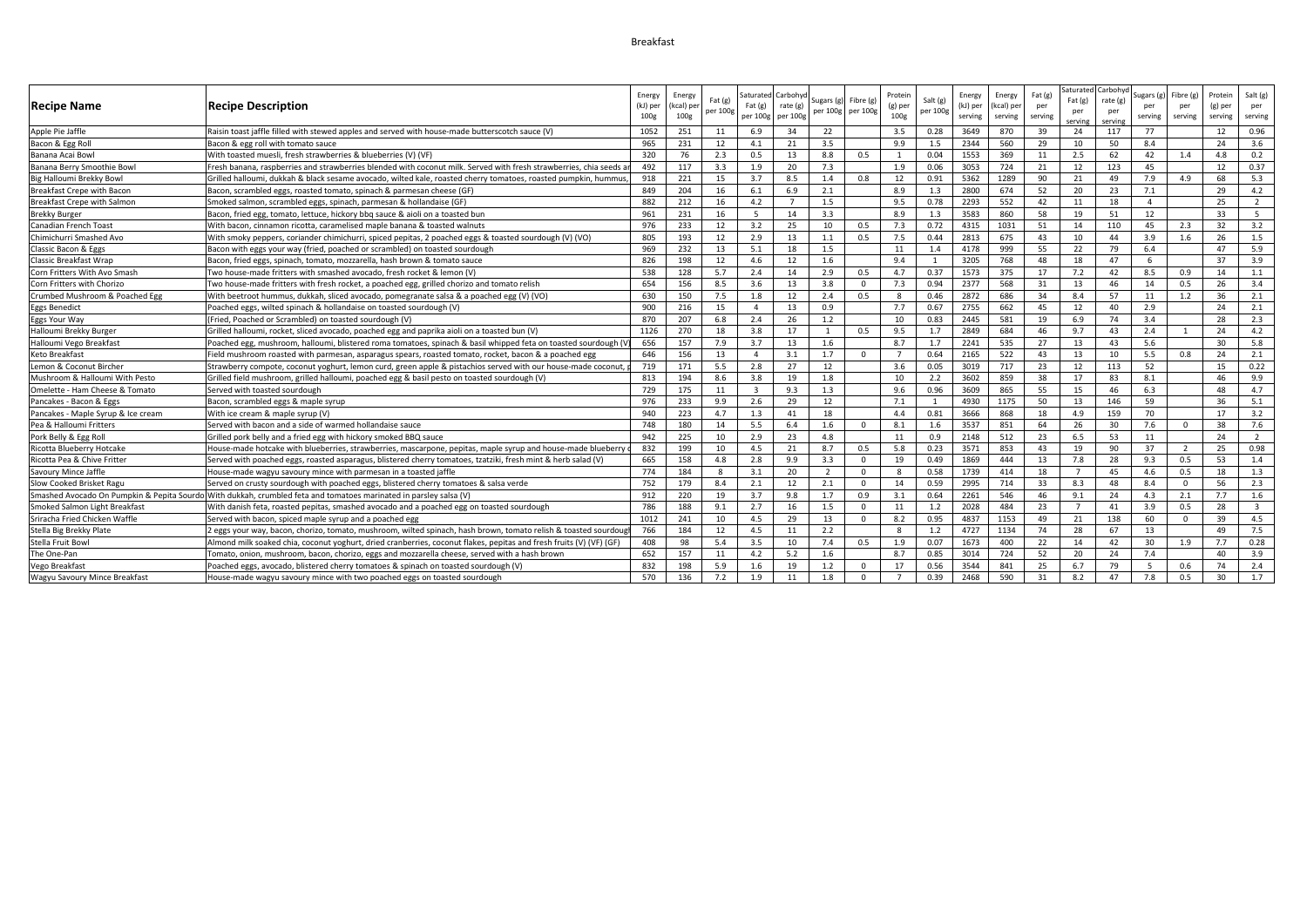# Breakfast

| Recipe Name | Recipe Description | Energy (kJ) per 100g | Energy (kcal) per 100g | Fat (g) per 100g | Saturated Fat (g) per 100g | Carbohydrate (g) per 100g | Sugars (g) per 100g | Fibre (g) per 100g | Protein (g) per 100g | Salt (g) per 100g | Energy (kJ) per serving | Energy (kcal) per serving | Fat (g) per serving | Saturated Fat (g) per serving | Carbohydrate (g) per serving | Sugars (g) per serving | Fibre (g) per serving | Protein (g) per serving | Salt (g) per serving |
|---|---|---|---|---|---|---|---|---|---|---|---|---|---|---|---|---|---|---|---|
| Apple Pie Jaffle | Raisin toast jaffle filled with stewed apples and served with house-made butterscotch sauce (V) | 1052 | 251 | 11 | 6.9 | 34 | 22 | | 3.5 | 0.28 | 3649 | 870 | 39 | 24 | 117 | 77 | | 12 | 0.96 |
| Bacon & Egg Roll | Bacon & egg roll with tomato sauce | 965 | 231 | 12 | 4.1 | 21 | 3.5 | | 9.9 | 1.5 | 2344 | 560 | 29 | 10 | 50 | 8.4 | | 24 | 3.6 |
| Banana Acai Bowl | With toasted muesli, fresh strawberries & blueberries (V) (VF) | 320 | 76 | 2.3 | 0.5 | 13 | 8.8 | 0.5 | 1 | 0.04 | 1553 | 369 | 11 | 2.5 | 62 | 42 | 1.4 | 4.8 | 0.2 |
| Banana Berry Smoothie Bowl | Fresh banana, raspberries and strawberries blended with coconut milk. Served with fresh strawberries, chia seeds a | 492 | 117 | 3.3 | 1.9 | 20 | 7.3 | | 1.9 | 0.06 | 3053 | 724 | 21 | 12 | 123 | 45 | | 12 | 0.37 |
| Big Halloumi Brekky Bowl | Grilled halloumi, dukkah & black sesame avocado, wilted kale, roasted cherry tomatoes, roasted pumpkin, hummus, | 918 | 221 | 15 | 3.7 | 8.5 | 1.4 | 0.8 | 12 | 0.91 | 5362 | 1289 | 90 | 21 | 49 | 7.9 | 4.9 | 68 | 5.3 |
| Breakfast Crepe with Bacon | Bacon, scrambled eggs, roasted tomato, spinach & parmesan cheese (GF) | 849 | 204 | 16 | 6.1 | 6.9 | 2.1 | | 8.9 | 1.3 | 2800 | 674 | 52 | 20 | 23 | 7.1 | | 29 | 4.2 |
| Breakfast Crepe with Salmon | Smoked salmon, scrambled eggs, spinach, parmesan & hollandaise (GF) | 882 | 212 | 16 | 4.2 | 7 | 1.5 | | 9.5 | 0.78 | 2293 | 552 | 42 | 11 | 18 | 4 | | 25 | 2 |
| Brekky Burger | Bacon, fried egg, tomato, lettuce, hickory bbq sauce & aioli on a toasted bun | 961 | 231 | 16 | 5 | 14 | 3.3 | | 8.9 | 1.3 | 3583 | 860 | 58 | 19 | 51 | 12 | | 33 | 5 |
| Canadian French Toast | With bacon, cinnamon ricotta, caramelised maple banana & toasted walnuts | 976 | 233 | 12 | 3.2 | 25 | 10 | 0.5 | 7.3 | 0.72 | 4315 | 1031 | 51 | 14 | 110 | 45 | 2.3 | 32 | 3.2 |
| Chimichurri Smashed Avo | With smoky peppers, coriander chimichurri, spiced pepitas, 2 poached eggs & toasted sourdough (V) (VO) | 805 | 193 | 12 | 2.9 | 13 | 1.1 | 0.5 | 7.5 | 0.44 | 2813 | 675 | 43 | 10 | 44 | 3.9 | 1.6 | 26 | 1.5 |
| Classic Bacon & Eggs | Bacon with eggs your way (fried, poached or scrambled) on toasted sourdough | 969 | 232 | 13 | 5.1 | 18 | 1.5 | | 11 | 1.4 | 4178 | 999 | 55 | 22 | 79 | 6.4 | | 47 | 5.9 |
| Classic Breakfast Wrap | Bacon, fried eggs, spinach, tomato, mozzarella, hash brown & tomato sauce | 826 | 198 | 12 | 4.6 | 12 | 1.6 | | 9.4 | 1 | 3205 | 768 | 48 | 18 | 47 | 6 | | 37 | 3.9 |
| Corn Fritters With Avo Smash | Two house-made fritters with smashed avocado, fresh rocket & lemon (V) | 538 | 128 | 5.7 | 2.4 | 14 | 2.9 | 0.5 | 4.7 | 0.37 | 1573 | 375 | 17 | 7.2 | 42 | 8.5 | 0.9 | 14 | 1.1 |
| Corn Fritters with Chorizo | Two house-made fritters with fresh rocket, a poached egg, grilled chorizo and tomato relish | 654 | 156 | 8.5 | 3.6 | 13 | 3.8 | 0 | 7.3 | 0.94 | 2377 | 568 | 31 | 13 | 46 | 14 | 0.5 | 26 | 3.4 |
| Crumbed Mushroom & Poached Egg | With beetroot hummus, dukkah, sliced avocado, pomegranate salsa & a poached egg (V) (VO) | 630 | 150 | 7.5 | 1.8 | 12 | 2.4 | 0.5 | 8 | 0.46 | 2872 | 686 | 34 | 8.4 | 57 | 11 | 1.2 | 36 | 2.1 |
| Eggs Benedict | Poached eggs, wilted spinach & hollandaise on toasted sourdough (V) | 900 | 216 | 15 | 4 | 13 | 0.9 | | 7.7 | 0.67 | 2755 | 662 | 45 | 12 | 40 | 2.9 | | 24 | 2.1 |
| Eggs Your Way | (Fried, Poached or Scrambled) on toasted sourdough (V) | 870 | 207 | 6.8 | 2.4 | 26 | 1.2 | | 10 | 0.83 | 2445 | 581 | 19 | 6.9 | 74 | 3.4 | | 28 | 2.3 |
| Halloumi Brekky Burger | Grilled halloumi, rocket, sliced avocado, poached egg and paprika aioli on a toasted bun (V) | 1126 | 270 | 18 | 3.8 | 17 | 1 | 0.5 | 9.5 | 1.7 | 2849 | 684 | 46 | 9.7 | 43 | 2.4 | 1 | 24 | 4.2 |
| Halloumi Vego Breakfast | Poached egg, mushroom, halloumi, blistered roma tomatoes, spinach & basil whipped feta on toasted sourdough (V | 656 | 157 | 7.9 | 3.7 | 13 | 1.6 | | 8.7 | 1.7 | 2241 | 535 | 27 | 13 | 43 | 5.6 | | 30 | 5.8 |
| Keto Breakfast | Field mushroom roasted with parmesan, asparagus spears, roasted tomato, rocket, bacon & a poached egg | 646 | 156 | 13 | 4 | 3.1 | 1.7 | 0 | 7 | 0.64 | 2165 | 522 | 43 | 13 | 10 | 5.5 | 0.8 | 24 | 2.1 |
| Lemon & Coconut Bircher | Strawberry compote, coconut yoghurt, lemon curd, green apple & pistachios served with our house-made coconut, | 719 | 171 | 5.5 | 2.8 | 27 | 12 | | 3.6 | 0.05 | 3019 | 717 | 23 | 12 | 113 | 52 | | 15 | 0.22 |
| Mushroom & Halloumi With Pesto | Grilled field mushroom, grilled halloumi, poached egg & basil pesto on toasted sourdough (V) | 813 | 194 | 8.6 | 3.8 | 19 | 1.8 | | 10 | 2.2 | 3602 | 859 | 38 | 17 | 83 | 8.1 | | 46 | 9.9 |
| Omelette - Ham Cheese & Tomato | Served with toasted sourdough | 729 | 175 | 11 | 3 | 9.3 | 1.3 | | 9.6 | 0.96 | 3609 | 865 | 55 | 15 | 46 | 6.3 | | 48 | 4.7 |
| Pancakes - Bacon & Eggs | Bacon, scrambled eggs & maple syrup | 976 | 233 | 9.9 | 2.6 | 29 | 12 | | 7.1 | 1 | 4930 | 1175 | 50 | 13 | 146 | 59 | | 36 | 5.1 |
| Pancakes - Maple Syrup & Ice cream | With ice cream & maple syrup (V) | 940 | 223 | 4.7 | 1.3 | 41 | 18 | | 4.4 | 0.81 | 3666 | 868 | 18 | 4.9 | 159 | 70 | | 17 | 3.2 |
| Pea & Halloumi Fritters | Served with bacon and a side of warmed hollandaise sauce | 748 | 180 | 14 | 5.5 | 6.4 | 1.6 | 0 | 8.1 | 1.6 | 3537 | 851 | 64 | 26 | 30 | 7.6 | 0 | 38 | 7.6 |
| Pork Belly & Egg Roll | Grilled pork belly and a fried egg with hickory smoked BBQ sauce | 942 | 225 | 10 | 2.9 | 23 | 4.8 | | 11 | 0.9 | 2148 | 512 | 23 | 6.5 | 53 | 11 | | 24 | 2 |
| Ricotta Blueberry Hotcake | House-made hotcake with blueberries, strawberries, mascarpone, pepitas, maple syrup and house-made blueberry | 832 | 199 | 10 | 4.5 | 21 | 8.7 | 0.5 | 5.8 | 0.23 | 3571 | 853 | 43 | 19 | 90 | 37 | 2 | 25 | 0.98 |
| Ricotta Pea & Chive Fritter | Served with poached eggs, roasted asparagus, blistered cherry tomatoes, tzatziki, fresh mint & herb salad (V) | 665 | 158 | 4.8 | 2.8 | 9.9 | 3.3 | 0 | 19 | 0.49 | 1869 | 444 | 13 | 7.8 | 28 | 9.3 | 0.5 | 53 | 1.4 |
| Savoury Mince Jaffle | House-made wagyu savoury mince with parmesan in a toasted jaffle | 774 | 184 | 8 | 3.1 | 20 | 2 | 0 | 8 | 0.58 | 1739 | 414 | 18 | 7 | 45 | 4.6 | 0.5 | 18 | 1.3 |
| Slow Cooked Brisket Ragu | Served on crusty sourdough with poached eggs, blistered cherry tomatoes & salsa verde | 752 | 179 | 8.4 | 2.1 | 12 | 2.1 | 0 | 14 | 0.59 | 2995 | 714 | 33 | 8.3 | 48 | 8.4 | 0 | 56 | 2.3 |
| Smashed Avocado On Pumpkin & Pepita Sourdo | With dukkah, crumbled feta and tomatoes marinated in parsley salsa (V) | 912 | 220 | 19 | 3.7 | 9.8 | 1.7 | 0.9 | 3.1 | 0.64 | 2261 | 546 | 46 | 9.1 | 24 | 4.3 | 2.1 | 7.7 | 1.6 |
| Smoked Salmon Light Breakfast | With danish feta, toasted pepitas, smashed avocado and a poached egg on toasted sourdough | 786 | 188 | 9.1 | 2.7 | 16 | 1.5 | 0 | 11 | 1.2 | 2028 | 484 | 23 | 7 | 41 | 3.9 | 0.5 | 28 | 3 |
| Sriracha Fried Chicken Waffle | Served with bacon, spiced maple syrup and a poached egg | 1012 | 241 | 10 | 4.5 | 29 | 13 | 0 | 8.2 | 0.95 | 4837 | 1153 | 49 | 21 | 138 | 60 | 0 | 39 | 4.5 |
| Stella Big Brekky Plate | 2 eggs your way, bacon, chorizo, tomato, mushroom, wilted spinach, hash brown, tomato relish & toasted sourdoug | 766 | 184 | 12 | 4.5 | 11 | 2.2 | | 8 | 1.2 | 4727 | 1134 | 74 | 28 | 67 | 13 | | 49 | 7.5 |
| Stella Fruit Bowl | Almond milk soaked chia, coconut yoghurt, dried cranberries, coconut flakes, pepitas and fresh fruits (V) (VF) (GF) | 408 | 98 | 5.4 | 3.5 | 10 | 7.4 | 0.5 | 1.9 | 0.07 | 1673 | 400 | 22 | 14 | 42 | 30 | 1.9 | 7.7 | 0.28 |
| The One-Pan | Tomato, onion, mushroom, bacon, chorizo, eggs and mozzarella cheese, served with a hash brown | 652 | 157 | 11 | 4.2 | 5.2 | 1.6 | | 8.7 | 0.85 | 3014 | 724 | 52 | 20 | 24 | 7.4 | | 40 | 3.9 |
| Vego Breakfast | Poached eggs, avocado, blistered cherry tomatoes & spinach on toasted sourdough (V) | 832 | 198 | 5.9 | 1.6 | 19 | 1.2 | 0 | 17 | 0.56 | 3544 | 841 | 25 | 6.7 | 79 | 5 | 0.6 | 74 | 2.4 |
| Wagyu Savoury Mince Breakfast | House-made wagyu savoury mince with two poached eggs on toasted sourdough | 570 | 136 | 7.2 | 1.9 | 11 | 1.8 | 0 | 7 | 0.39 | 2468 | 590 | 31 | 8.2 | 47 | 7.8 | 0.5 | 30 | 1.7 |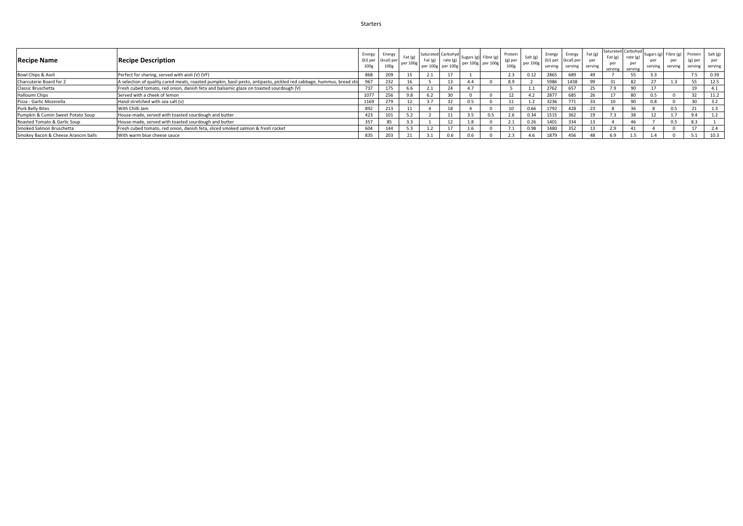# Starters

| Recipe Name | Recipe Description | Energy (kJ) per 100g | Energy (kcal) per 100g | Fat (g) per 100g | Saturated Fat (g) per 100g | Carbohydrate (g) per 100g | Sugars (g) per 100g | Fibre (g) per 100g | Protein (g) per 100g | Salt (g) per 100g | Energy (kJ) per serving | Energy (kcal) per serving | Fat (g) per serving | Saturated Fat (g) per serving | Carbohydrate (g) per serving | Sugars (g) per serving | Fibre (g) per serving | Protein (g) per serving | Salt (g) per serving |
|---|---|---|---|---|---|---|---|---|---|---|---|---|---|---|---|---|---|---|---|
| Bowl Chips & Aioli | Perfect for sharing, served with aioli (V) (VF) | 868 | 209 | 15 | 2.1 | 17 | 1 | | 2.3 | 0.12 | 2865 | 689 | 49 | 7 | 55 | 3.3 | | 7.5 | 0.39 |
| Charcuterie Board for 2 | A selection of quality cured meats, roasted pumpkin, basil pesto, antipasto, pickled red cabbage, hummus, bread stic | 967 | 232 | 16 | 5 | 13 | 4.4 | 0 | 8.9 | 2 | 5986 | 1438 | 99 | 31 | 82 | 27 | 1.3 | 55 | 12.5 |
| Classic Bruschetta | Fresh cubed tomato, red onion, danish feta and balsamic glaze on toasted sourdough (V) | 737 | 175 | 6.6 | 2.1 | 24 | 4.7 | | 5 | 1.1 | 2762 | 657 | 25 | 7.9 | 90 | 17 | | 19 | 4.1 |
| Halloumi Chips | Served with a cheek of lemon | 1077 | 256 | 9.8 | 6.2 | 30 | 0 | 0 | 12 | 4.2 | 2877 | 685 | 26 | 17 | 80 | 0.5 | 0 | 32 | 11.2 |
| Pizza - Garlic Mozerella | Hand-stretched with sea salt (v) | 1169 | 279 | 12 | 3.7 | 32 | 0.5 | 0 | 11 | 1.2 | 3236 | 771 | 33 | 10 | 90 | 0.8 | 0 | 30 | 3.2 |
| Pork Belly Bites | With Chilli Jam | 892 | 213 | 11 | 4 | 18 | 4 | 0 | 10 | 0.66 | 1792 | 428 | 23 | 8 | 36 | 8 | 0.5 | 21 | 1.3 |
| Pumpkin & Cumin Sweet Potato Soup | House-made, served with toasted sourdough and butter | 423 | 101 | 5.2 | 2 | 11 | 3.5 | 0.5 | 2.6 | 0.34 | 1515 | 362 | 19 | 7.3 | 38 | 12 | 1.7 | 9.4 | 1.2 |
| Roasted Tomato & Garlic Soup | House-made, served with toasted sourdough and butter | 357 | 85 | 3.3 | 1 | 12 | 1.8 | 0 | 2.1 | 0.26 | 1401 | 334 | 13 | 4 | 46 | 7 | 0.5 | 8.3 | 1 |
| Smoked Salmon Bruschetta | Fresh cubed tomato, red onion, danish feta, sliced smoked salmon & fresh rocket | 604 | 144 | 5.3 | 1.2 | 17 | 1.6 | 0 | 7.1 | 0.98 | 1480 | 352 | 13 | 2.9 | 41 | 4 | 0 | 17 | 2.4 |
| Smokey Bacon & Cheese Arancini balls | With warm blue cheese sauce | 835 | 203 | 21 | 3.1 | 0.6 | 0.6 | 0 | 2.3 | 4.6 | 1879 | 456 | 48 | 6.9 | 1.5 | 1.4 | 0 | 5.1 | 10.3 |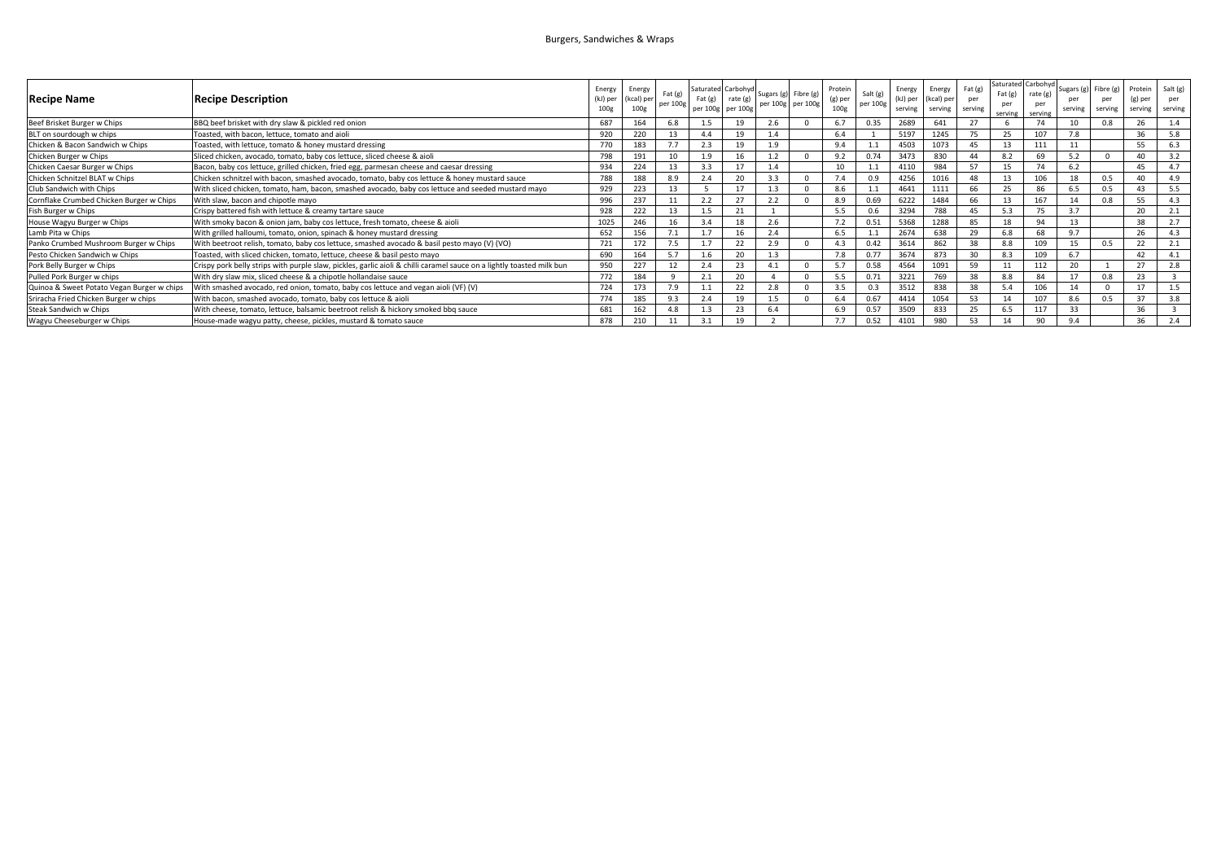## Burgers, Sandwiches & Wraps

| Recipe Name | Recipe Description | Energy (kJ) per 100g | Energy (kcal) per 100g | Fat (g) per 100g | Saturated Fat (g) per 100g | Carbohydrate (g) per 100g | Sugars (g) per 100g | Fibre (g) per 100g | Protein (g) per 100g | Salt (g) per 100g | Energy (kJ) per serving | Energy (kcal) per serving | Fat (g) per serving | Saturated Fat (g) per serving | Carbohydrate (g) per serving | Sugars (g) per serving | Fibre (g) per serving | Protein (g) per serving | Salt (g) per serving |
|---|---|---|---|---|---|---|---|---|---|---|---|---|---|---|---|---|---|---|---|
| Beef Brisket Burger w Chips | BBQ beef brisket with dry slaw & pickled red onion | 687 | 164 | 6.8 | 1.5 | 19 | 2.6 | 0 | 6.7 | 0.35 | 2689 | 641 | 27 | 6 | 74 | 10 | 0.8 | 26 | 1.4 |
| BLT on sourdough w chips | Toasted, with bacon, lettuce, tomato and aioli | 920 | 220 | 13 | 4.4 | 19 | 1.4 | | 6.4 | 1 | 5197 | 1245 | 75 | 25 | 107 | 7.8 | | 36 | 5.8 |
| Chicken & Bacon Sandwich w Chips | Toasted, with lettuce, tomato & honey mustard dressing | 770 | 183 | 7.7 | 2.3 | 19 | 1.9 | | 9.4 | 1.1 | 4503 | 1073 | 45 | 13 | 111 | 11 | | 55 | 6.3 |
| Chicken Burger w Chips | Sliced chicken, avocado, tomato, baby cos lettuce, sliced cheese & aioli | 798 | 191 | 10 | 1.9 | 16 | 1.2 | 0 | 9.2 | 0.74 | 3473 | 830 | 44 | 8.2 | 69 | 5.2 | 0 | 40 | 3.2 |
| Chicken Caesar Burger w Chips | Bacon, baby cos lettuce, grilled chicken, fried egg, parmesan cheese and caesar dressing | 934 | 224 | 13 | 3.3 | 17 | 1.4 | | 10 | 1.1 | 4110 | 984 | 57 | 15 | 74 | 6.2 | | 45 | 4.7 |
| Chicken Schnitzel BLAT w Chips | Chicken schnitzel with bacon, smashed avocado, tomato, baby cos lettuce & honey mustard sauce | 788 | 188 | 8.9 | 2.4 | 20 | 3.3 | 0 | 7.4 | 0.9 | 4256 | 1016 | 48 | 13 | 106 | 18 | 0.5 | 40 | 4.9 |
| Club Sandwich with Chips | With sliced chicken, tomato, ham, bacon, smashed avocado, baby cos lettuce and seeded mustard mayo | 929 | 223 | 13 | 5 | 17 | 1.3 | 0 | 8.6 | 1.1 | 4641 | 1111 | 66 | 25 | 86 | 6.5 | 0.5 | 43 | 5.5 |
| Cornflake Crumbed Chicken Burger w Chips | With slaw, bacon and chipotle mayo | 996 | 237 | 11 | 2.2 | 27 | 2.2 | 0 | 8.9 | 0.69 | 6222 | 1484 | 66 | 13 | 167 | 14 | 0.8 | 55 | 4.3 |
| Fish Burger w Chips | Crispy battered fish with lettuce & creamy tartare sauce | 928 | 222 | 13 | 1.5 | 21 | 1 | | 5.5 | 0.6 | 3294 | 788 | 45 | 5.3 | 75 | 3.7 | | 20 | 2.1 |
| House Wagyu Burger w Chips | With smoky bacon & onion jam, baby cos lettuce, fresh tomato, cheese & aioli | 1025 | 246 | 16 | 3.4 | 18 | 2.6 | | 7.2 | 0.51 | 5368 | 1288 | 85 | 18 | 94 | 13 | | 38 | 2.7 |
| Lamb Pita w Chips | With grilled halloumi, tomato, onion, spinach & honey mustard dressing | 652 | 156 | 7.1 | 1.7 | 16 | 2.4 | | 6.5 | 1.1 | 2674 | 638 | 29 | 6.8 | 68 | 9.7 | | 26 | 4.3 |
| Panko Crumbed Mushroom Burger w Chips | With beetroot relish, tomato, baby cos lettuce, smashed avocado & basil pesto mayo (V) (VO) | 721 | 172 | 7.5 | 1.7 | 22 | 2.9 | 0 | 4.3 | 0.42 | 3614 | 862 | 38 | 8.8 | 109 | 15 | 0.5 | 22 | 2.1 |
| Pesto Chicken Sandwich w Chips | Toasted, with sliced chicken, tomato, lettuce, cheese & basil pesto mayo | 690 | 164 | 5.7 | 1.6 | 20 | 1.3 | | 7.8 | 0.77 | 3674 | 873 | 30 | 8.3 | 109 | 6.7 | | 42 | 4.1 |
| Pork Belly Burger w Chips | Crispy pork belly strips with purple slaw, pickles, garlic aioli & chilli caramel sauce on a lightly toasted milk bun | 950 | 227 | 12 | 2.4 | 23 | 4.1 | 0 | 5.7 | 0.58 | 4564 | 1091 | 59 | 11 | 112 | 20 | 1 | 27 | 2.8 |
| Pulled Pork Burger w chips | With dry slaw mix, sliced cheese & a chipotle hollandaise sauce | 772 | 184 | 9 | 2.1 | 20 | 4 | 0 | 5.5 | 0.71 | 3221 | 769 | 38 | 8.8 | 84 | 17 | 0.8 | 23 | 3 |
| Quinoa & Sweet Potato Vegan Burger w chips | With smashed avocado, red onion, tomato, baby cos lettuce and vegan aioli (VF) (V) | 724 | 173 | 7.9 | 1.1 | 22 | 2.8 | 0 | 3.5 | 0.3 | 3512 | 838 | 38 | 5.4 | 106 | 14 | 0 | 17 | 1.5 |
| Sriracha Fried Chicken Burger w chips | With bacon, smashed avocado, tomato, baby cos lettuce & aioli | 774 | 185 | 9.3 | 2.4 | 19 | 1.5 | 0 | 6.4 | 0.67 | 4414 | 1054 | 53 | 14 | 107 | 8.6 | 0.5 | 37 | 3.8 |
| Steak Sandwich w Chips | With cheese, tomato, lettuce, balsamic beetroot relish & hickory smoked bbq sauce | 681 | 162 | 4.8 | 1.3 | 23 | 6.4 | | 6.9 | 0.57 | 3509 | 833 | 25 | 6.5 | 117 | 33 | | 36 | 3 |
| Wagyu Cheeseburger w Chips | House-made wagyu patty, cheese, pickles, mustard & tomato sauce | 878 | 210 | 11 | 3.1 | 19 | 2 | | 7.7 | 0.52 | 4101 | 980 | 53 | 14 | 90 | 9.4 | | 36 | 2.4 |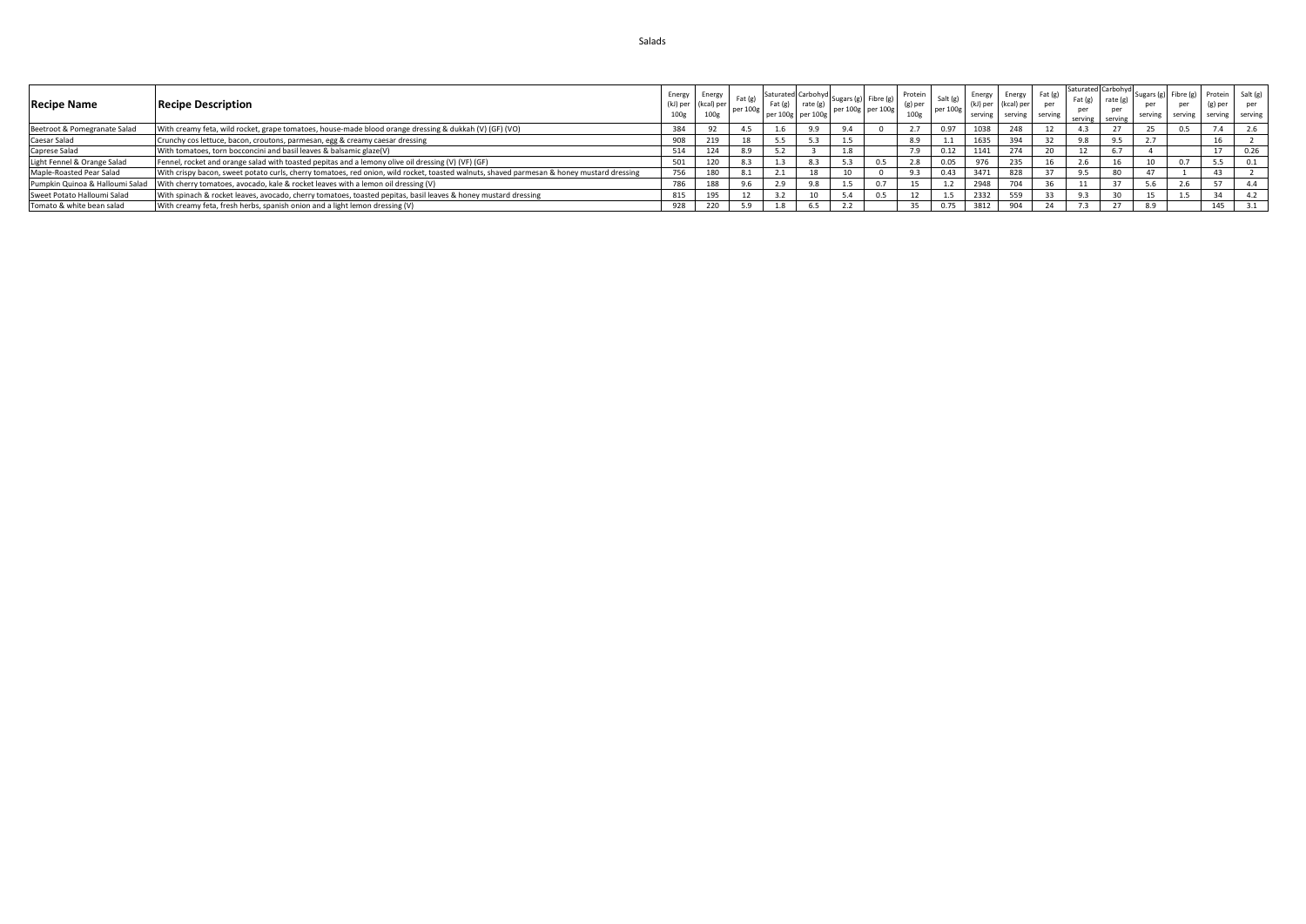# Salads

| Recipe Name | Recipe Description | Energy (kJ) per 100g | Energy (kcal) per 100g | Fat (g) per 100g | Saturated Fat (g) per 100g | Carbohydrate (g) per 100g | Sugars (g) per 100g | Fibre (g) per 100g | Protein (g) per 100g | Salt (g) per 100g | Energy (kJ) per serving | Energy (kcal) per serving | Fat (g) per serving | Saturated Fat (g) per serving | Carbohydrate (g) per serving | Sugars (g) per serving | Fibre (g) per serving | Protein (g) per serving | Salt (g) per serving |
|---|---|---|---|---|---|---|---|---|---|---|---|---|---|---|---|---|---|---|---|
| Beetroot & Pomegranate Salad | With creamy feta, wild rocket, grape tomatoes, house-made blood orange dressing & dukkah (V) (GF) (VO) | 384 | 92 | 4.5 | 1.6 | 9.9 | 9.4 | 0 | 2.7 | 0.97 | 1038 | 248 | 12 | 4.3 | 27 | 25 | 0.5 | 7.4 | 2.6 |
| Caesar Salad | Crunchy cos lettuce, bacon, croutons, parmesan, egg & creamy caesar dressing | 908 | 219 | 18 | 5.5 | 5.3 | 1.5 | | 8.9 | 1.1 | 1635 | 394 | 32 | 9.8 | 9.5 | 2.7 | | 16 | 2 |
| Caprese Salad | With tomatoes, torn bocconcini and basil leaves & balsamic glaze(V) | 514 | 124 | 8.9 | 5.2 | 3 | 1.8 | | 7.9 | 0.12 | 1141 | 274 | 20 | 12 | 6.7 | 4 | | 17 | 0.26 |
| Light Fennel & Orange Salad | Fennel, rocket and orange salad with toasted pepitas and a lemony olive oil dressing (V) (VF) (GF) | 501 | 120 | 8.3 | 1.3 | 8.3 | 5.3 | 0.5 | 2.8 | 0.05 | 976 | 235 | 16 | 2.6 | 16 | 10 | 0.7 | 5.5 | 0.1 |
| Maple-Roasted Pear Salad | With crispy bacon, sweet potato curls, cherry tomatoes, red onion, wild rocket, toasted walnuts, shaved parmesan & honey mustard dressing | 756 | 180 | 8.1 | 2.1 | 18 | 10 | 0 | 9.3 | 0.43 | 3471 | 828 | 37 | 9.5 | 80 | 47 | 1 | 43 | 2 |
| Pumpkin Quinoa & Halloumi Salad | With cherry tomatoes, avocado, kale & rocket leaves with a lemon oil dressing (V) | 786 | 188 | 9.6 | 2.9 | 9.8 | 1.5 | 0.7 | 15 | 1.2 | 2948 | 704 | 36 | 11 | 37 | 5.6 | 2.6 | 57 | 4.4 |
| Sweet Potato Halloumi Salad | With spinach & rocket leaves, avocado, cherry tomatoes, toasted pepitas, basil leaves & honey mustard dressing | 815 | 195 | 12 | 3.2 | 10 | 5.4 | 0.5 | 12 | 1.5 | 2332 | 559 | 33 | 9.3 | 30 | 15 | 1.5 | 34 | 4.2 |
| Tomato & white bean salad | With creamy feta, fresh herbs, spanish onion and a light lemon dressing (V) | 928 | 220 | 5.9 | 1.8 | 6.5 | 2.2 | | 35 | 0.75 | 3812 | 904 | 24 | 7.3 | 27 | 8.9 | | 145 | 3.1 |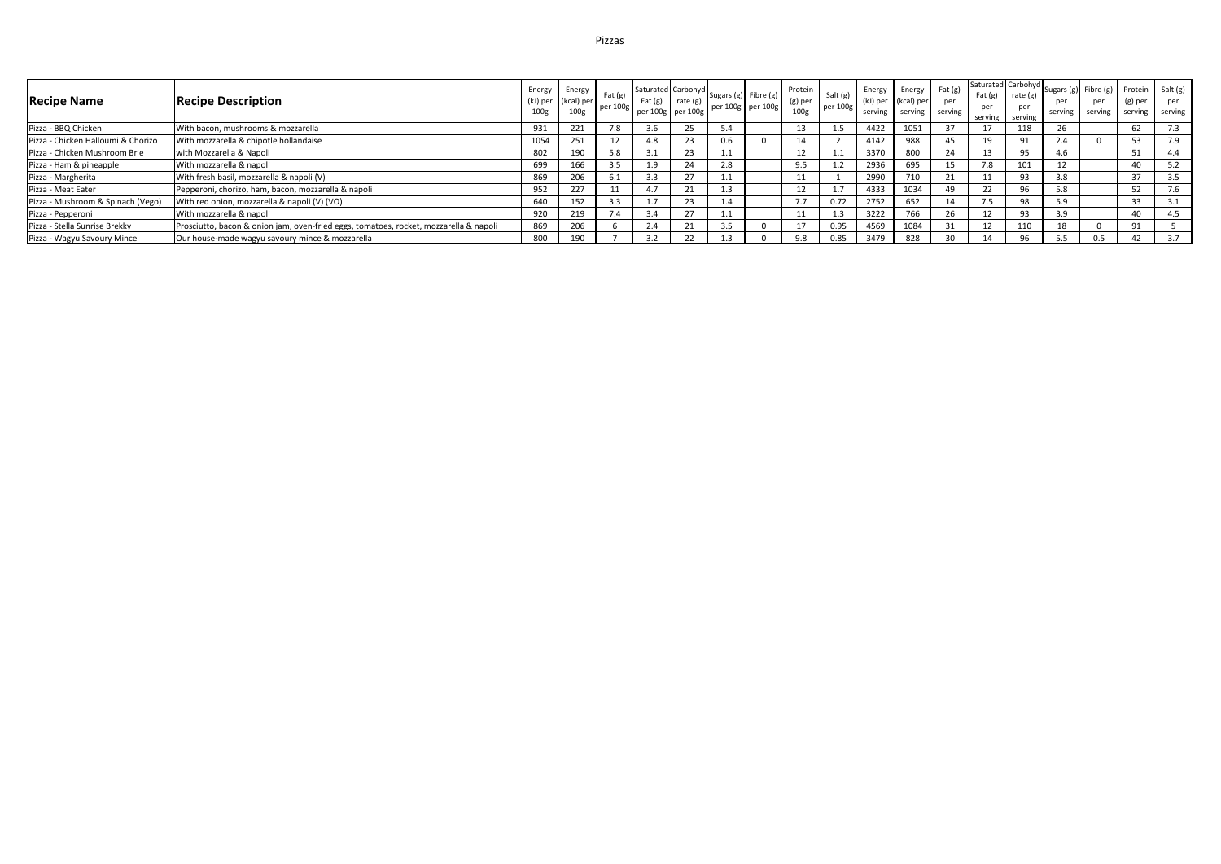# Pizzas

| Recipe Name | Recipe Description | Energy (kJ) per 100g | Energy (kcal) per 100g | Fat (g) per 100g | Saturated Fat (g) per 100g | Carbohydrate (g) per 100g | Sugars (g) per 100g | Fibre (g) per 100g | Protein (g) per 100g | Salt (g) per 100g | Energy (kJ) per serving | Energy (kcal) per serving | Fat (g) per serving | Saturated Fat (g) per serving | Carbohydrate (g) per serving | Sugars (g) per serving | Fibre (g) per serving | Protein (g) per serving | Salt (g) per serving |
|---|---|---|---|---|---|---|---|---|---|---|---|---|---|---|---|---|---|---|---|
| Pizza - BBQ Chicken | With bacon, mushrooms & mozzarella | 931 | 221 | 7.8 | 3.6 | 25 | 5.4 | | 13 | 1.5 | 4422 | 1051 | 37 | 17 | 118 | 26 | | 62 | 7.3 |
| Pizza - Chicken Halloumi & Chorizo | With mozzarella & chipotle hollandaise | 1054 | 251 | 12 | 4.8 | 23 | 0.6 | 0 | 14 | 2 | 4142 | 988 | 45 | 19 | 91 | 2.4 | 0 | 53 | 7.9 |
| Pizza - Chicken Mushroom Brie | with Mozzarella & Napoli | 802 | 190 | 5.8 | 3.1 | 23 | 1.1 | | 12 | 1.1 | 3370 | 800 | 24 | 13 | 95 | 4.6 | | 51 | 4.4 |
| Pizza - Ham & pineapple | With mozzarella & napoli | 699 | 166 | 3.5 | 1.9 | 24 | 2.8 | | 9.5 | 1.2 | 2936 | 695 | 15 | 7.8 | 101 | 12 | | 40 | 5.2 |
| Pizza - Margherita | With fresh basil, mozzarella & napoli (V) | 869 | 206 | 6.1 | 3.3 | 27 | 1.1 | | 11 | 1 | 2990 | 710 | 21 | 11 | 93 | 3.8 | | 37 | 3.5 |
| Pizza - Meat Eater | Pepperoni, chorizo, ham, bacon, mozzarella & napoli | 952 | 227 | 11 | 4.7 | 21 | 1.3 | | 12 | 1.7 | 4333 | 1034 | 49 | 22 | 96 | 5.8 | | 52 | 7.6 |
| Pizza - Mushroom & Spinach (Vego) | With red onion, mozzarella & napoli (V) (VO) | 640 | 152 | 3.3 | 1.7 | 23 | 1.4 | | 7.7 | 0.72 | 2752 | 652 | 14 | 7.5 | 98 | 5.9 | | 33 | 3.1 |
| Pizza - Pepperoni | With mozzarella & napoli | 920 | 219 | 7.4 | 3.4 | 27 | 1.1 | | 11 | 1.3 | 3222 | 766 | 26 | 12 | 93 | 3.9 | | 40 | 4.5 |
| Pizza - Stella Sunrise Brekky | Prosciutto, bacon & onion jam, oven-fried eggs, tomatoes, rocket, mozzarella & napoli | 869 | 206 | 6 | 2.4 | 21 | 3.5 | 0 | 17 | 0.95 | 4569 | 1084 | 31 | 12 | 110 | 18 | 0 | 91 | 5 |
| Pizza - Wagyu Savoury Mince | Our house-made wagyu savoury mince & mozzarella | 800 | 190 | 7 | 3.2 | 22 | 1.3 | 0 | 9.8 | 0.85 | 3479 | 828 | 30 | 14 | 96 | 5.5 | 0.5 | 42 | 3.7 |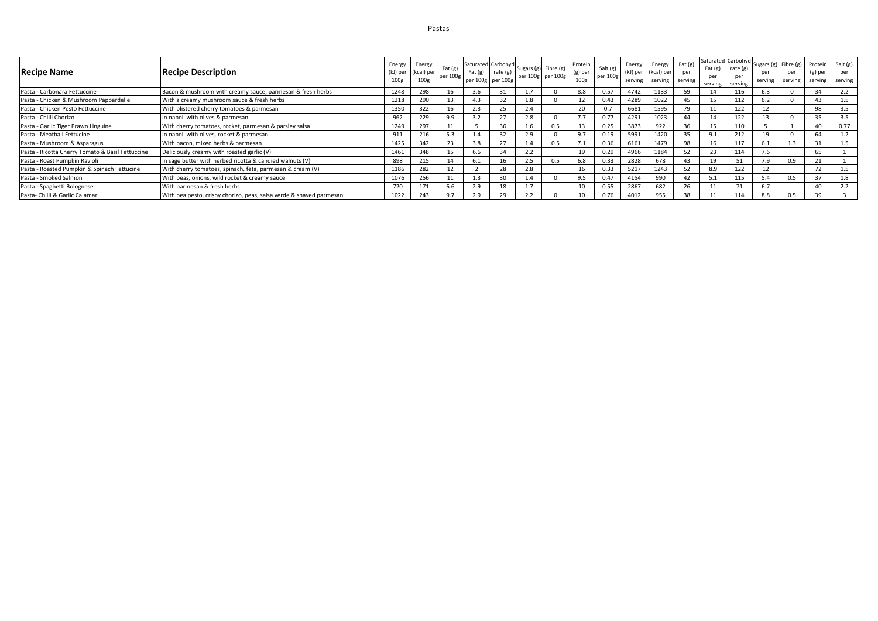# Pastas

| Recipe Name | Recipe Description | Energy (kJ) per 100g | Energy (kcal) per 100g | Fat (g) per 100g | Saturated Fat (g) per 100g | Carbohydrate (g) per 100g | Sugars (g) per 100g | Fibre (g) per 100g | Protein (g) per 100g | Salt (g) per 100g | Energy (kJ) per serving | Energy (kcal) per serving | Fat (g) per serving | Saturated Fat (g) per serving | Carbohydrate (g) per serving | Sugars (g) per serving | Fibre (g) per serving | Protein (g) per serving | Salt (g) per serving |
|---|---|---|---|---|---|---|---|---|---|---|---|---|---|---|---|---|---|---|---|
| Pasta - Carbonara Fettuccine | Bacon & mushroom with creamy sauce, parmesan & fresh herbs | 1248 | 298 | 16 | 3.6 | 31 | 1.7 | 0 | 8.8 | 0.57 | 4742 | 1133 | 59 | 14 | 116 | 6.3 | 0 | 34 | 2.2 |
| Pasta - Chicken & Mushroom Pappardelle | With a creamy mushroom sauce & fresh herbs | 1218 | 290 | 13 | 4.3 | 32 | 1.8 | 0 | 12 | 0.43 | 4289 | 1022 | 45 | 15 | 112 | 6.2 | 0 | 43 | 1.5 |
| Pasta - Chicken Pesto Fettuccine | With blistered cherry tomatoes & parmesan | 1350 | 322 | 16 | 2.3 | 25 | 2.4 | | 20 | 0.7 | 6681 | 1595 | 79 | 11 | 122 | 12 | | 98 | 3.5 |
| Pasta - Chilli Chorizo | In napoli with olives & parmesan | 962 | 229 | 9.9 | 3.2 | 27 | 2.8 | 0 | 7.7 | 0.77 | 4291 | 1023 | 44 | 14 | 122 | 13 | 0 | 35 | 3.5 |
| Pasta - Garlic Tiger Prawn Linguine | With cherry tomatoes, rocket, parmesan & parsley salsa | 1249 | 297 | 11 | 5 | 36 | 1.6 | 0.5 | 13 | 0.25 | 3873 | 922 | 36 | 15 | 110 | 5 | 1 | 40 | 0.77 |
| Pasta - Meatball Fettucine | In napoli with olives, rocket & parmesan | 911 | 216 | 5.3 | 1.4 | 32 | 2.9 | 0 | 9.7 | 0.19 | 5991 | 1420 | 35 | 9.1 | 212 | 19 | 0 | 64 | 1.2 |
| Pasta - Mushroom & Asparagus | With bacon, mixed herbs & parmesan | 1425 | 342 | 23 | 3.8 | 27 | 1.4 | 0.5 | 7.1 | 0.36 | 6161 | 1479 | 98 | 16 | 117 | 6.1 | 1.3 | 31 | 1.5 |
| Pasta - Ricotta Cherry Tomato & Basil Fettuccine | Deliciously creamy with roasted garlic (V) | 1461 | 348 | 15 | 6.6 | 34 | 2.2 | | 19 | 0.29 | 4966 | 1184 | 52 | 23 | 114 | 7.6 | | 65 | 1 |
| Pasta - Roast Pumpkin Ravioli | In sage butter with herbed ricotta & candied walnuts (V) | 898 | 215 | 14 | 6.1 | 16 | 2.5 | 0.5 | 6.8 | 0.33 | 2828 | 678 | 43 | 19 | 51 | 7.9 | 0.9 | 21 | 1 |
| Pasta - Roasted Pumpkin & Spinach Fettucine | With cherry tomatoes, spinach, feta, parmesan & cream (V) | 1186 | 282 | 12 | 2 | 28 | 2.8 | | 16 | 0.33 | 5217 | 1243 | 52 | 8.9 | 122 | 12 | | 72 | 1.5 |
| Pasta - Smoked Salmon | With peas, onions, wild rocket & creamy sauce | 1076 | 256 | 11 | 1.3 | 30 | 1.4 | 0 | 9.5 | 0.47 | 4154 | 990 | 42 | 5.1 | 115 | 5.4 | 0.5 | 37 | 1.8 |
| Pasta - Spaghetti Bolognese | With parmesan & fresh herbs | 720 | 171 | 6.6 | 2.9 | 18 | 1.7 | | 10 | 0.55 | 2867 | 682 | 26 | 11 | 71 | 6.7 | | 40 | 2.2 |
| Pasta- Chilli & Garlic Calamari | With pea pesto, crispy chorizo, peas, salsa verde & shaved parmesan | 1022 | 243 | 9.7 | 2.9 | 29 | 2.2 | 0 | 10 | 0.76 | 4012 | 955 | 38 | 11 | 114 | 8.8 | 0.5 | 39 | 3 |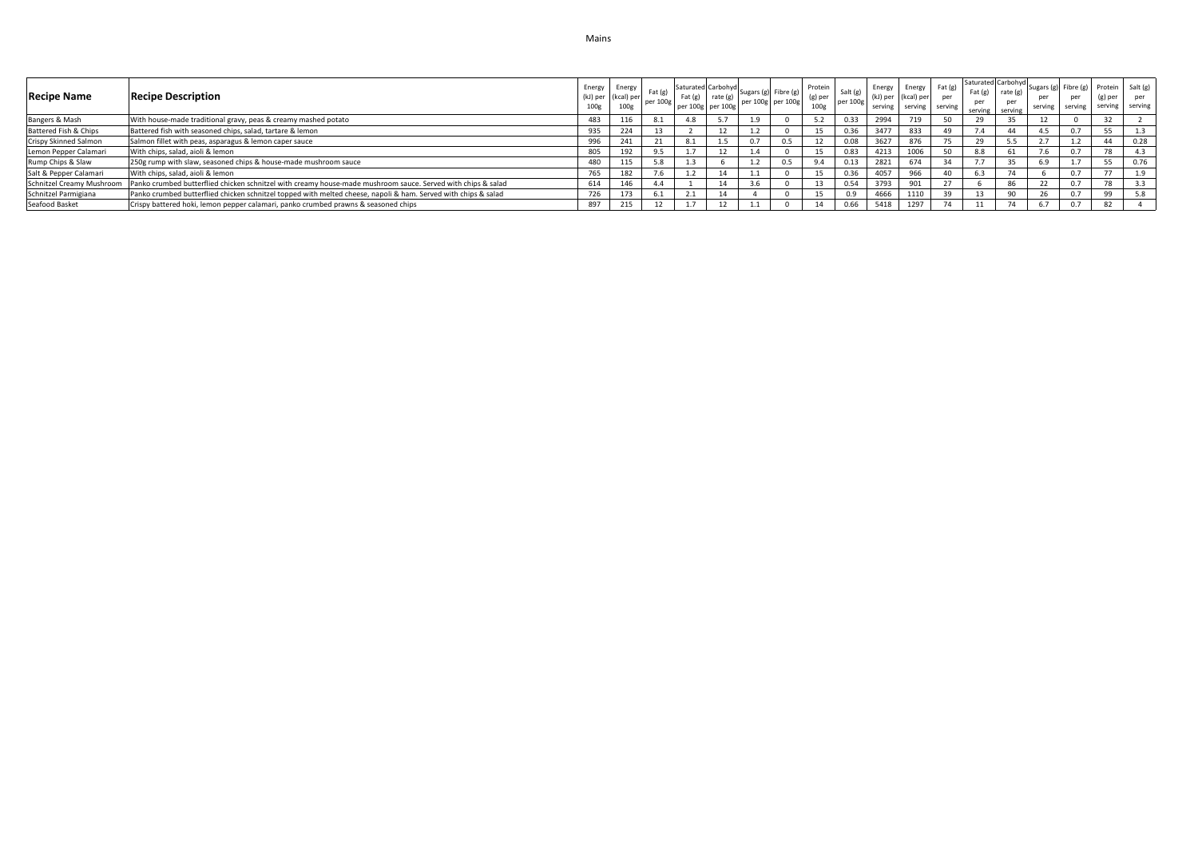# Mains

| Recipe Name | Recipe Description | Energy (kJ) per 100g | Energy (kcal) per 100g | Fat (g) per 100g | Saturated Fat (g) per 100g | Carbohydrate (g) per 100g | Sugars (g) per 100g | Fibre (g) per 100g | Protein (g) per 100g | Salt (g) per 100g | Energy (kJ) per serving | Energy (kcal) per serving | Fat (g) per serving | Saturated Fat (g) per serving | Carbohydrate (g) per serving | Sugars (g) per serving | Fibre (g) per serving | Protein (g) per serving | Salt (g) per serving |
|---|---|---|---|---|---|---|---|---|---|---|---|---|---|---|---|---|---|---|---|
| Bangers & Mash | With house-made traditional gravy, peas & creamy mashed potato | 483 | 116 | 8.1 | 4.8 | 5.7 | 1.9 | 0 | 5.2 | 0.33 | 2994 | 719 | 50 | 29 | 35 | 12 | 0 | 32 | 2 |
| Battered Fish & Chips | Battered fish with seasoned chips, salad, tartare & lemon | 935 | 224 | 13 | 2 | 12 | 1.2 | 0 | 15 | 0.36 | 3477 | 833 | 49 | 7.4 | 44 | 4.5 | 0.7 | 55 | 1.3 |
| Crispy Skinned Salmon | Salmon fillet with peas, asparagus & lemon caper sauce | 996 | 241 | 21 | 8.1 | 1.5 | 0.7 | 0.5 | 12 | 0.08 | 3627 | 876 | 75 | 29 | 5.5 | 2.7 | 1.2 | 44 | 0.28 |
| Lemon Pepper Calamari | With chips, salad, aioli & lemon | 805 | 192 | 9.5 | 1.7 | 12 | 1.4 | 0 | 15 | 0.83 | 4213 | 1006 | 50 | 8.8 | 61 | 7.6 | 0.7 | 78 | 4.3 |
| Rump Chips & Slaw | 250g rump with slaw, seasoned chips & house-made mushroom sauce | 480 | 115 | 5.8 | 1.3 | 6 | 1.2 | 0.5 | 9.4 | 0.13 | 2821 | 674 | 34 | 7.7 | 35 | 6.9 | 1.7 | 55 | 0.76 |
| Salt & Pepper Calamari | With chips, salad, aioli & lemon | 765 | 182 | 7.6 | 1.2 | 14 | 1.1 | 0 | 15 | 0.36 | 4057 | 966 | 40 | 6.3 | 74 | 6 | 0.7 | 77 | 1.9 |
| Schnitzel Creamy Mushroom | Panko crumbed butterflied chicken schnitzel with creamy house-made mushroom sauce. Served with chips & salad | 614 | 146 | 4.4 | 1 | 14 | 3.6 | 0 | 13 | 0.54 | 3793 | 901 | 27 | 6 | 86 | 22 | 0.7 | 78 | 3.3 |
| Schnitzel Parmigiana | Panko crumbed butterflied chicken schnitzel topped with melted cheese, napoli & ham. Served with chips & salad | 726 | 173 | 6.1 | 2.1 | 14 | 4 | 0 | 15 | 0.9 | 4666 | 1110 | 39 | 13 | 90 | 26 | 0.7 | 99 | 5.8 |
| Seafood Basket | Crispy battered hoki, lemon pepper calamari, panko crumbed prawns & seasoned chips | 897 | 215 | 12 | 1.7 | 12 | 1.1 | 0 | 14 | 0.66 | 5418 | 1297 | 74 | 11 | 74 | 6.7 | 0.7 | 82 | 4 |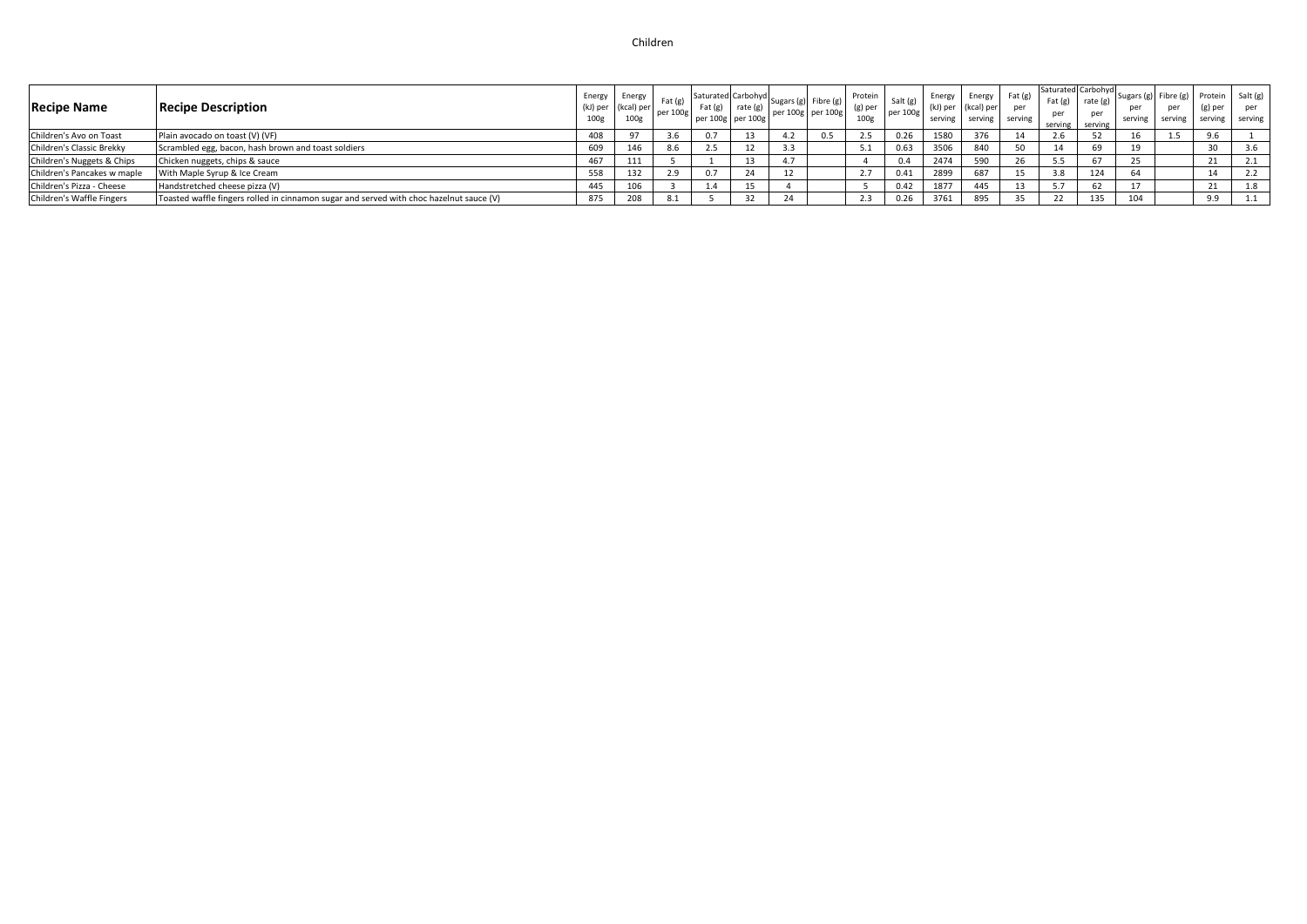# Children

| Recipe Name | Recipe Description | Energy (kJ) per 100g | Energy (kcal) per 100g | Fat (g) per 100g | Saturated Fat (g) per 100g | Carbohydrate (g) per 100g | Sugars (g) per 100g | Fibre (g) per 100g | Protein (g) per 100g | Salt (g) per 100g | Energy (kJ) per serving | Energy (kcal) per serving | Fat (g) per serving | Saturated Fat (g) per serving | Carbohydrate (g) per serving | Sugars (g) per serving | Fibre (g) per serving | Protein (g) per serving | Salt (g) per serving |
|---|---|---|---|---|---|---|---|---|---|---|---|---|---|---|---|---|---|---|---|
| Children's Avo on Toast | Plain avocado on toast (V) (VF) | 408 | 97 | 3.6 | 0.7 | 13 | 4.2 | 0.5 | 2.5 | 0.26 | 1580 | 376 | 14 | 2.6 | 52 | 16 | 1.5 | 9.6 | 1 |
| Children's Classic Brekky | Scrambled egg, bacon, hash brown and toast soldiers | 609 | 146 | 8.6 | 2.5 | 12 | 3.3 | | 5.1 | 0.63 | 3506 | 840 | 50 | 14 | 69 | 19 | | 30 | 3.6 |
| Children's Nuggets & Chips | Chicken nuggets, chips & sauce | 467 | 111 | 5 | 1 | 13 | 4.7 | | 4 | 0.4 | 2474 | 590 | 26 | 5.5 | 67 | 25 | | 21 | 2.1 |
| Children's Pancakes w maple | With Maple Syrup & Ice Cream | 558 | 132 | 2.9 | 0.7 | 24 | 12 | | 2.7 | 0.41 | 2899 | 687 | 15 | 3.8 | 124 | 64 | | 14 | 2.2 |
| Children's Pizza - Cheese | Handstretched cheese pizza (V) | 445 | 106 | 3 | 1.4 | 15 | 4 | | 5 | 0.42 | 1877 | 445 | 13 | 5.7 | 62 | 17 | | 21 | 1.8 |
| Children's Waffle Fingers | Toasted waffle fingers rolled in cinnamon sugar and served with choc hazelnut sauce (V) | 875 | 208 | 8.1 | 5 | 32 | 24 | | 2.3 | 0.26 | 3761 | 895 | 35 | 22 | 135 | 104 | | 9.9 | 1.1 |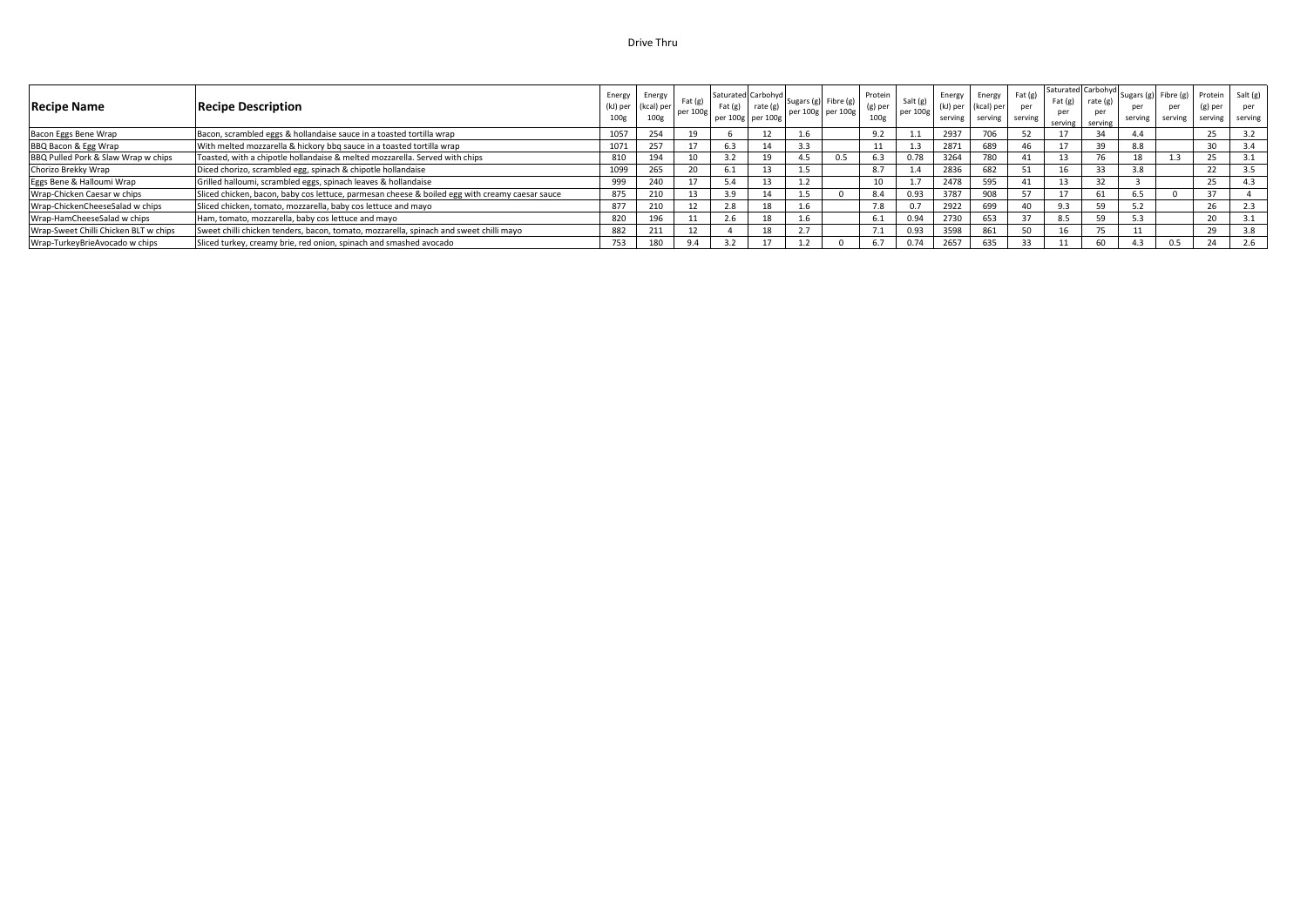# Drive Thru

| Recipe Name | Recipe Description | Energy (kJ) per 100g | Energy (kcal) per 100g | Fat (g) per 100g | Saturated Fat (g) per 100g | Carbohydrate (g) per 100g | Sugars (g) per 100g | Fibre (g) per 100g | Protein (g) per 100g | Salt (g) per 100g | Energy (kJ) per serving | Energy (kcal) per serving | Fat (g) per serving | Saturated Fat (g) per serving | Carbohydrate (g) per serving | Sugars (g) per serving | Fibre (g) per serving | Protein (g) per serving | Salt (g) per serving |
|---|---|---|---|---|---|---|---|---|---|---|---|---|---|---|---|---|---|---|---|
| Bacon Eggs Bene Wrap | Bacon, scrambled eggs & hollandaise sauce in a toasted tortilla wrap | 1057 | 254 | 19 | 6 | 12 | 1.6 | | 9.2 | 1.1 | 2937 | 706 | 52 | 17 | 34 | 4.4 | | 25 | 3.2 |
| BBQ Bacon & Egg Wrap | With melted mozzarella & hickory bbq sauce in a toasted tortilla wrap | 1071 | 257 | 17 | 6.3 | 14 | 3.3 | | 11 | 1.3 | 2871 | 689 | 46 | 17 | 39 | 8.8 | | 30 | 3.4 |
| BBQ Pulled Pork & Slaw Wrap w chips | Toasted, with a chipotle hollandaise & melted mozzarella. Served with chips | 810 | 194 | 10 | 3.2 | 19 | 4.5 | 0.5 | 6.3 | 0.78 | 3264 | 780 | 41 | 13 | 76 | 18 | 1.3 | 25 | 3.1 |
| Chorizo Brekky Wrap | Diced chorizo, scrambled egg, spinach & chipotle hollandaise | 1099 | 265 | 20 | 6.1 | 13 | 1.5 | | 8.7 | 1.4 | 2836 | 682 | 51 | 16 | 33 | 3.8 | | 22 | 3.5 |
| Eggs Bene & Halloumi Wrap | Grilled halloumi, scrambled eggs, spinach leaves & hollandaise | 999 | 240 | 17 | 5.4 | 13 | 1.2 | | 10 | 1.7 | 2478 | 595 | 41 | 13 | 32 | 3 | | 25 | 4.3 |
| Wrap-Chicken Caesar w chips | Sliced chicken, bacon, baby cos lettuce, parmesan cheese & boiled egg with creamy caesar sauce | 875 | 210 | 13 | 3.9 | 14 | 1.5 | 0 | 8.4 | 0.93 | 3787 | 908 | 57 | 17 | 61 | 6.5 | 0 | 37 | 4 |
| Wrap-ChickenCheeseSalad w chips | Sliced chicken, tomato, mozzarella, baby cos lettuce and mayo | 877 | 210 | 12 | 2.8 | 18 | 1.6 | | 7.8 | 0.7 | 2922 | 699 | 40 | 9.3 | 59 | 5.2 | | 26 | 2.3 |
| Wrap-HamCheeseSalad w chips | Ham, tomato, mozzarella, baby cos lettuce and mayo | 820 | 196 | 11 | 2.6 | 18 | 1.6 | | 6.1 | 0.94 | 2730 | 653 | 37 | 8.5 | 59 | 5.3 | | 20 | 3.1 |
| Wrap-Sweet Chilli Chicken BLT w chips | Sweet chilli chicken tenders, bacon, tomato, mozzarella, spinach and sweet chilli mayo | 882 | 211 | 12 | 4 | 18 | 2.7 | | 7.1 | 0.93 | 3598 | 861 | 50 | 16 | 75 | 11 | | 29 | 3.8 |
| Wrap-TurkeyBrieAvocado w chips | Sliced turkey, creamy brie, red onion, spinach and smashed avocado | 753 | 180 | 9.4 | 3.2 | 17 | 1.2 | 0 | 6.7 | 0.74 | 2657 | 635 | 33 | 11 | 60 | 4.3 | 0.5 | 24 | 2.6 |